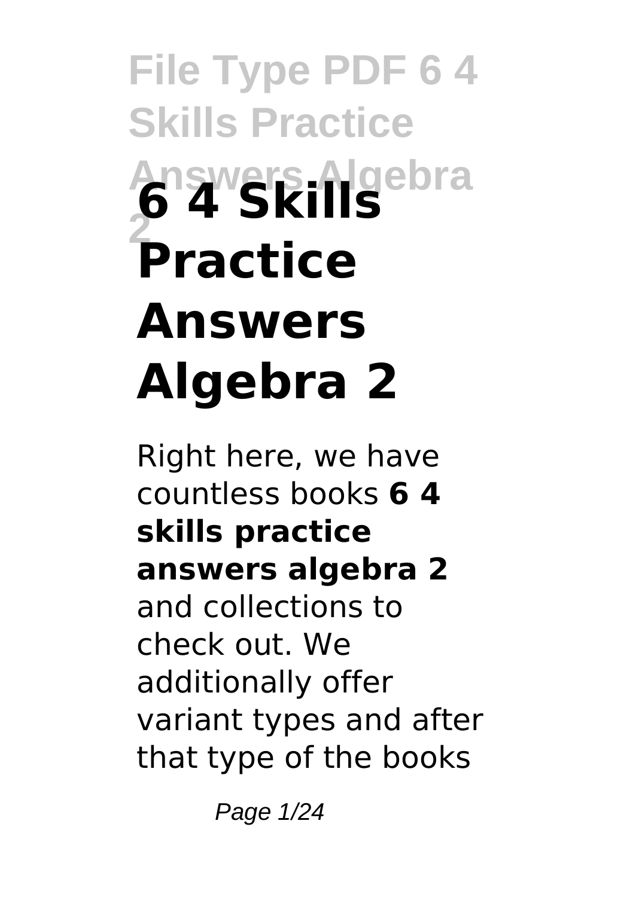# 6 4 Skills Practice Answers Algebra 2

Right here, we have countless books **6 4 skills practice answers algebra 2** and collections to check out. We additionally offer variant types and after that type of the books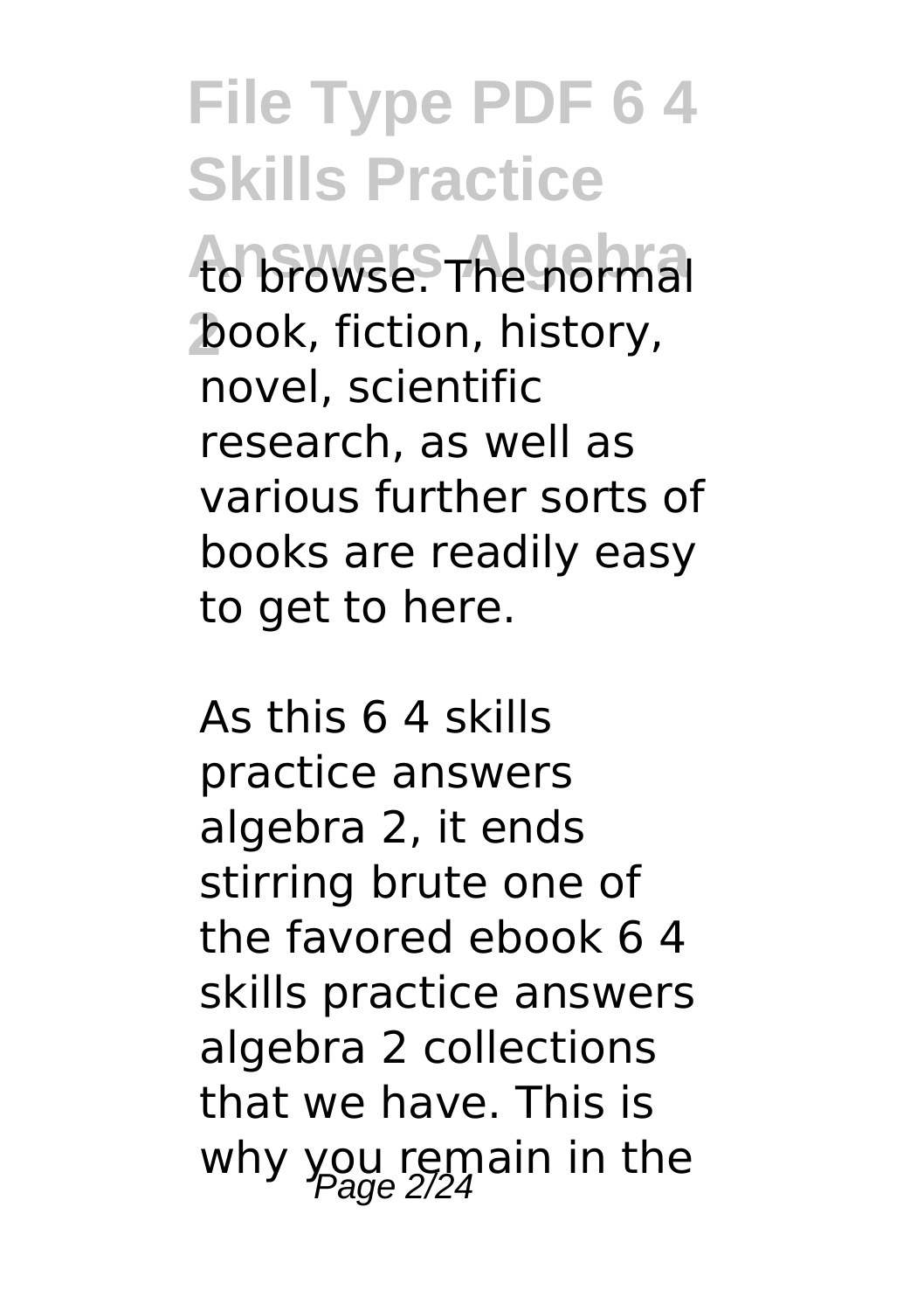to browse. The normal book, fiction, history, novel, scientific research, as well as various further sorts of books are readily easy to get to here.

As this 6 4 skills practice answers algebra 2, it ends stirring brute one of the favored ebook 6 4 skills practice answers algebra 2 collections that we have. This is why you remain in the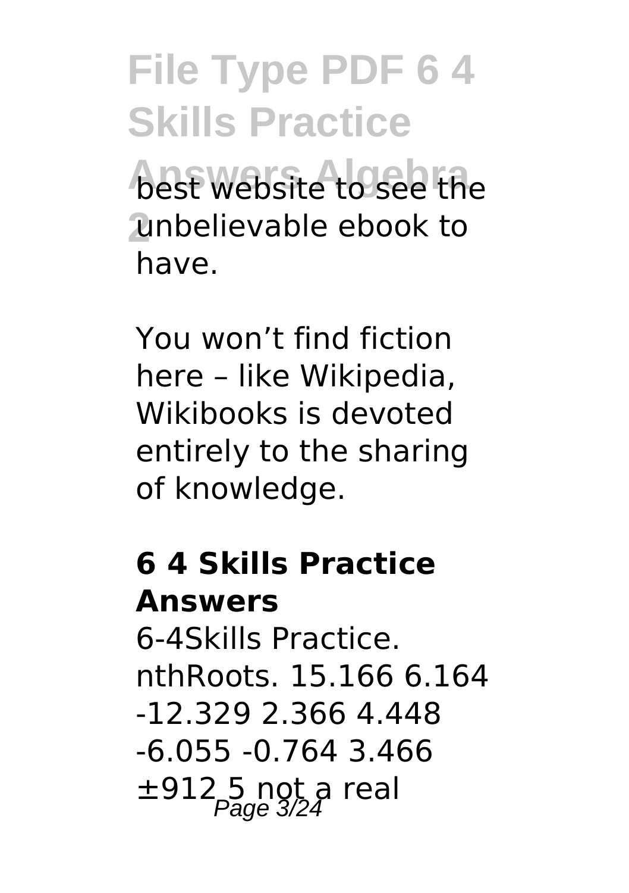best website to see the unbelievable ebook to have.

You won’t find fiction here – like Wikipedia, Wikibooks is devoted entirely to the sharing of knowledge.

**6 4 Skills Practice Answers**

6-4Skills Practice. nthRoots. 15.166 6.164 -12.329 2.366 4.448 -6.055 -0.764 3.466 ±912.5 not a real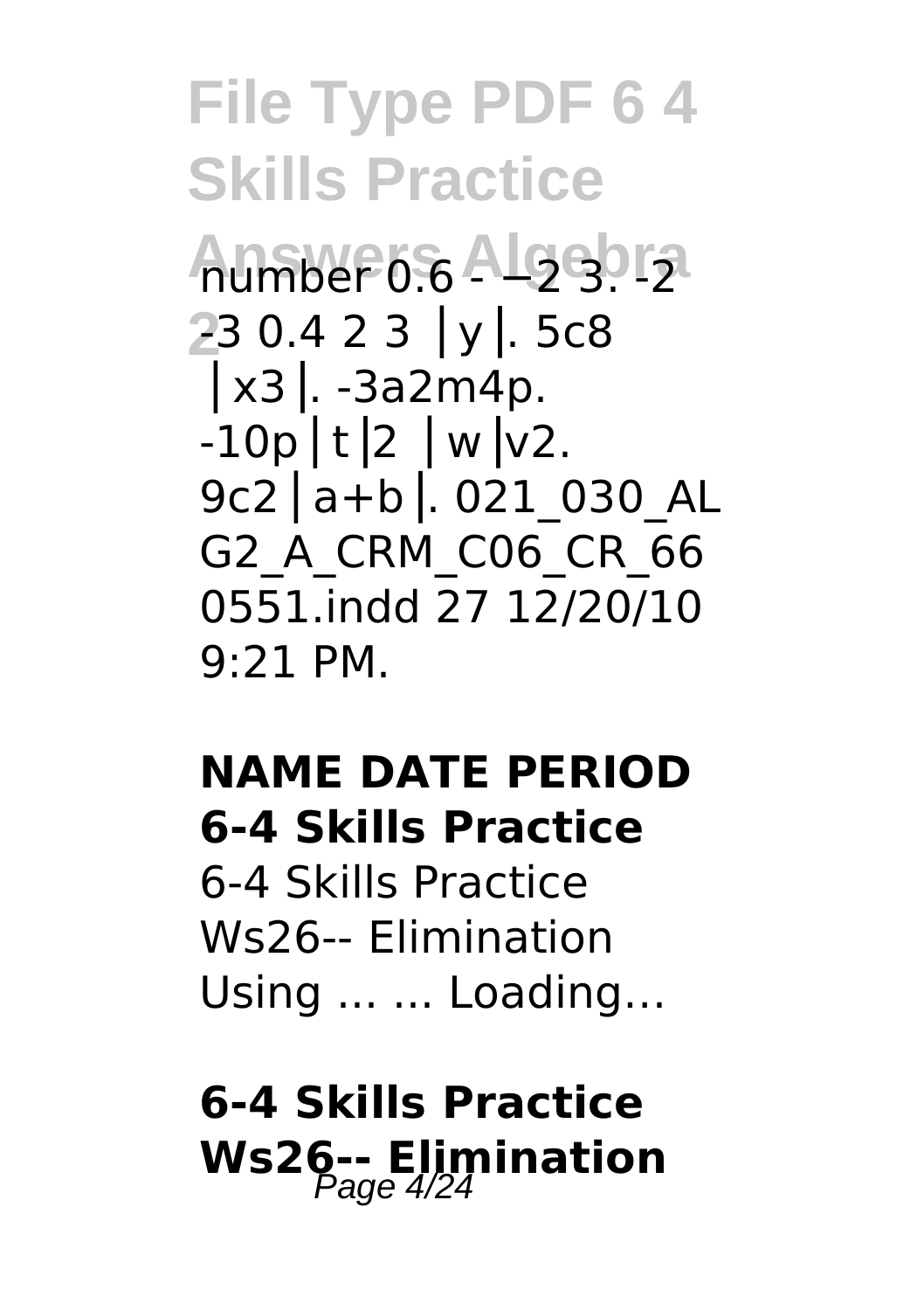number 0.6 - −2 3. -2 -3 0.4 2 3 ⎪y⎪. 5c8 ⎪x3⎪. -3a2m4p. -10p⎪t⎪2 ⎪w⎪v2. 9c2⎪a+b⎪. 021_030_AL G2_A_CRM_C06_CR_66 0551.indd 27 12/20/10 9:21 PM.

## NAME DATE PERIOD 6-4 Skills Practice

6-4 Skills Practice Ws26-- Elimination Using ... ... Loading…

## 6-4 Skills Practice Ws26-- Elimination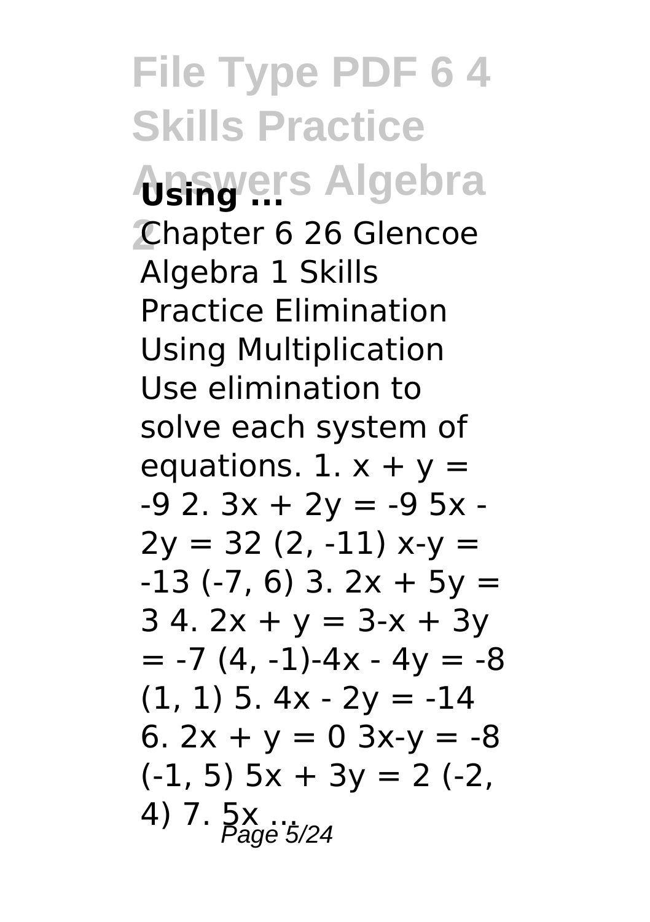**Using ...**

Chapter 6 26 Glencoe Algebra 1 Skills Practice Elimination Using Multiplication Use elimination to solve each system of equations. 1. $x + y = -9$ 2. $3x + 2y = -9$ $5x - 2y = 32$ (2, -11) $x-y = -13$ (-7, 6) 3. $2x + 5y = 3$ 4. $2x + y = 3$ $-x + 3y = -7$ (4, -1) $-4x - 4y = -8$ (1, 1) 5. $4x - 2y = -14$ 6. $2x + y = 0$ $3x-y = -8$ (-1, 5) $5x + 3y = 2$ (-2, 4) 7. 5x ...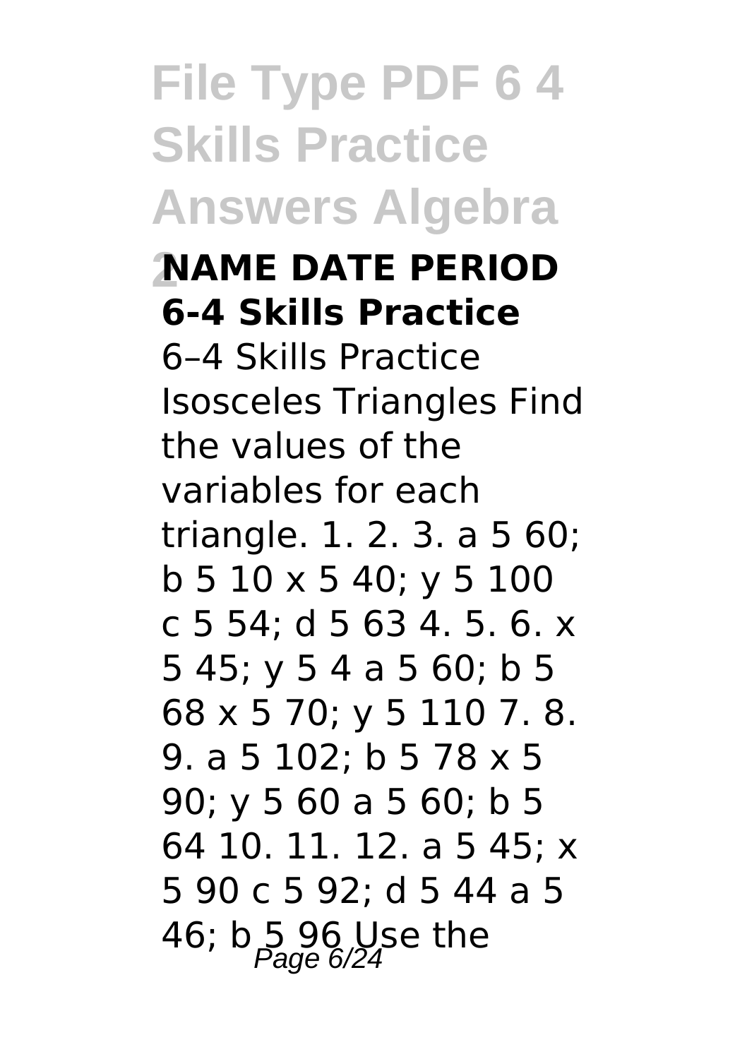## File Type PDF 6 4 Skills Practice Answers Algebra 2

**NAME DATE PERIOD 6-4 Skills Practice**

6–4 Skills Practice Isosceles Triangles Find the values of the variables for each triangle. 1. 2. 3. a 5 60; b 5 10 x 5 40; y 5 100 c 5 54; d 5 63 4. 5. 6. x 5 45; y 5 4 a 5 60; b 5 68 x 5 70; y 5 110 7. 8. 9. a 5 102; b 5 78 x 5 90; y 5 60 a 5 60; b 5 64 10. 11. 12. a 5 45; x 5 90 c 5 92; d 5 44 a 5 46; b 5 96 Use the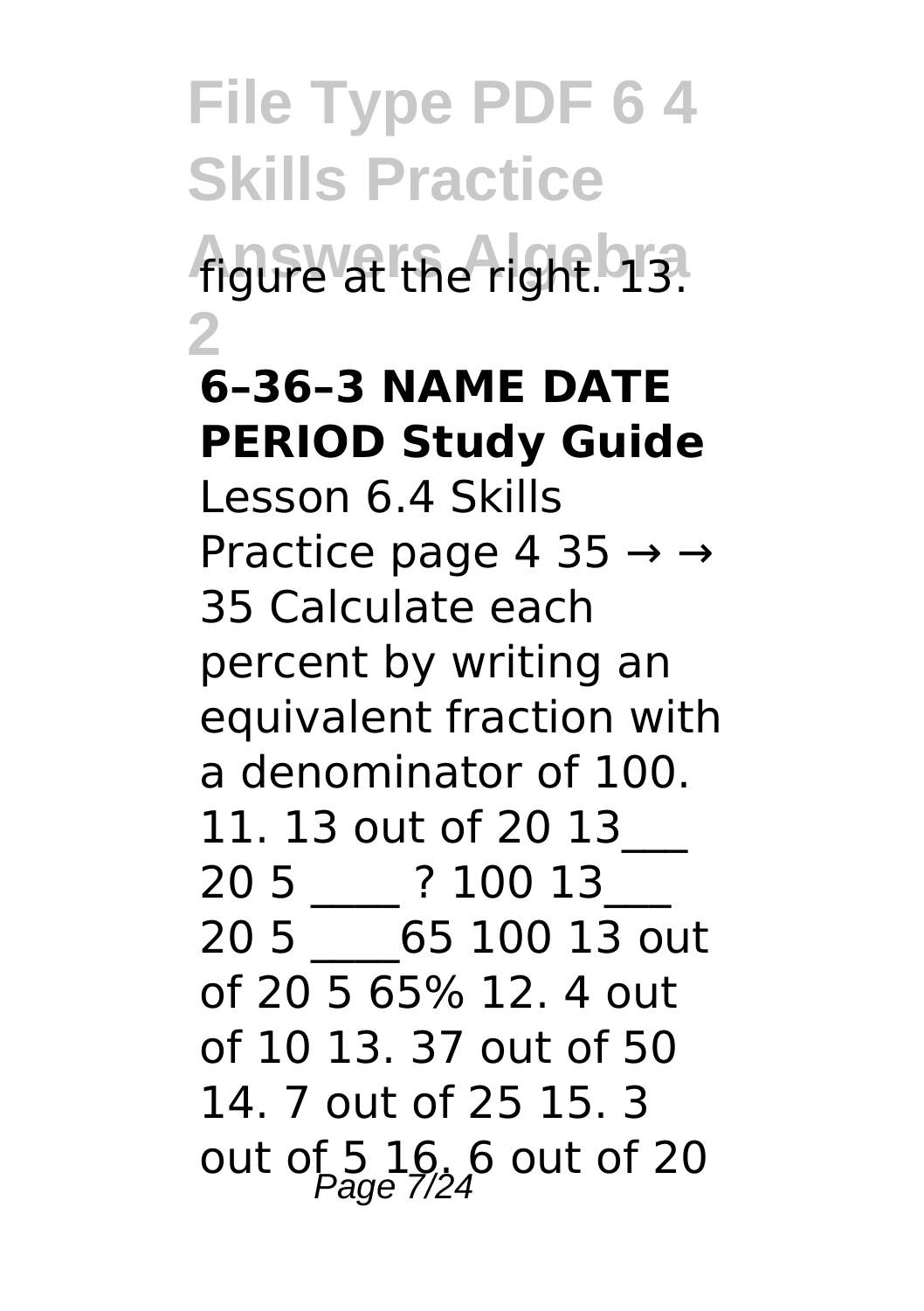figure at the right. 13.

**6–36–3 NAME DATE PERIOD Study Guide**

Lesson 6.4 Skills Practice page 4 35 → → 35 Calculate each percent by writing an equivalent fraction with a denominator of 100. 11. 13 out of 20 13___ 20 5 ____ ? 100 13___ 20 5 ____65 100 13 out of 20 5 65% 12. 4 out of 10 13. 37 out of 50 14. 7 out of 25 15. 3 out of 5 16. 6 out of 20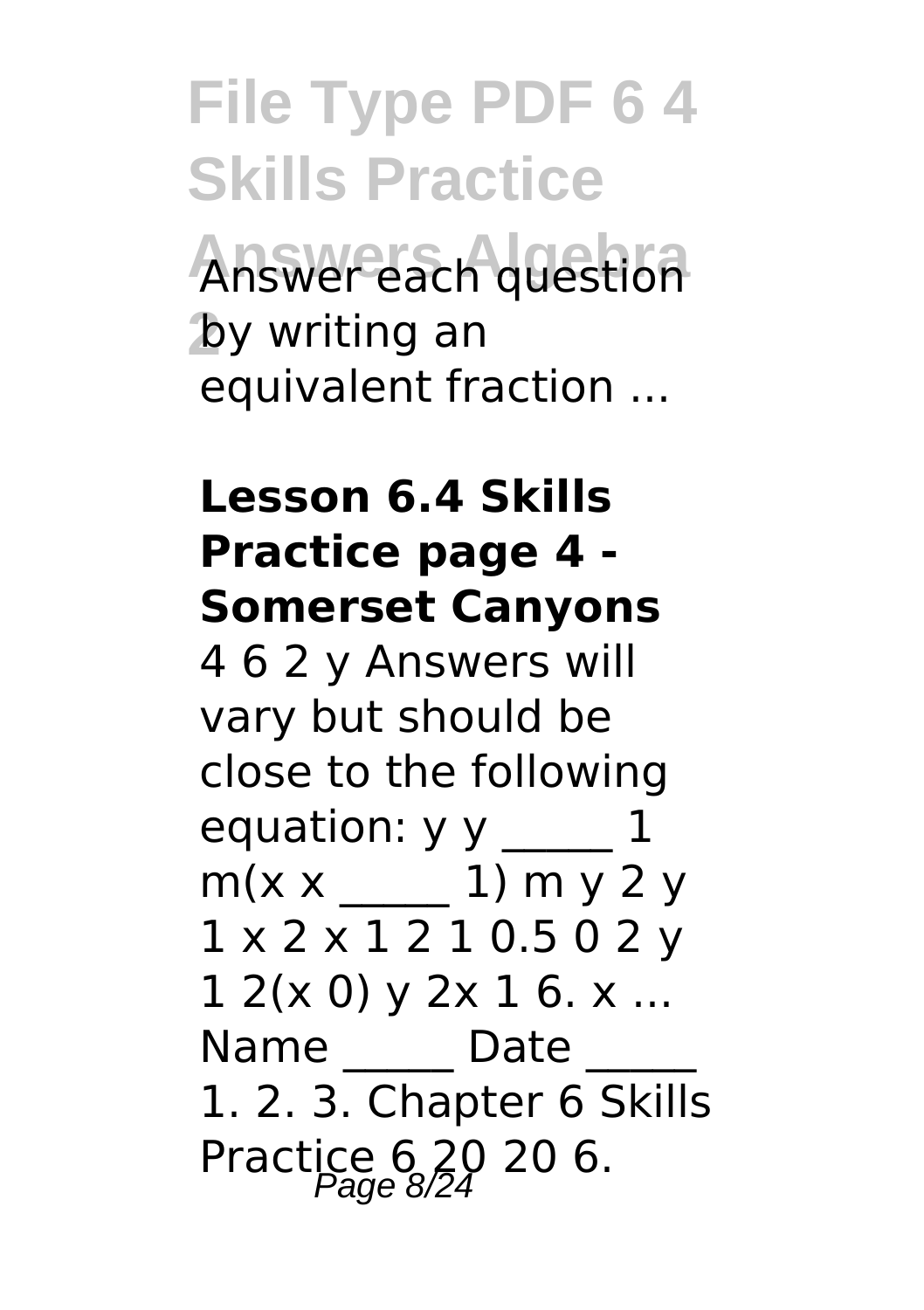Answer each question by writing an equivalent fraction ...

**Lesson 6.4 Skills Practice page 4 - Somerset Canyons**

4 6 2 y Answers will vary but should be close to the following equation: y y _____ 1 m(x x _____ 1) m y 2 y 1 x 2 x 1 2 1 0.5 0 2 y 1 2(x 0) y 2x 1 6. x ... Name _____ Date _____ 1. 2. 3. Chapter 6 Skills Practice 6 20 20 6.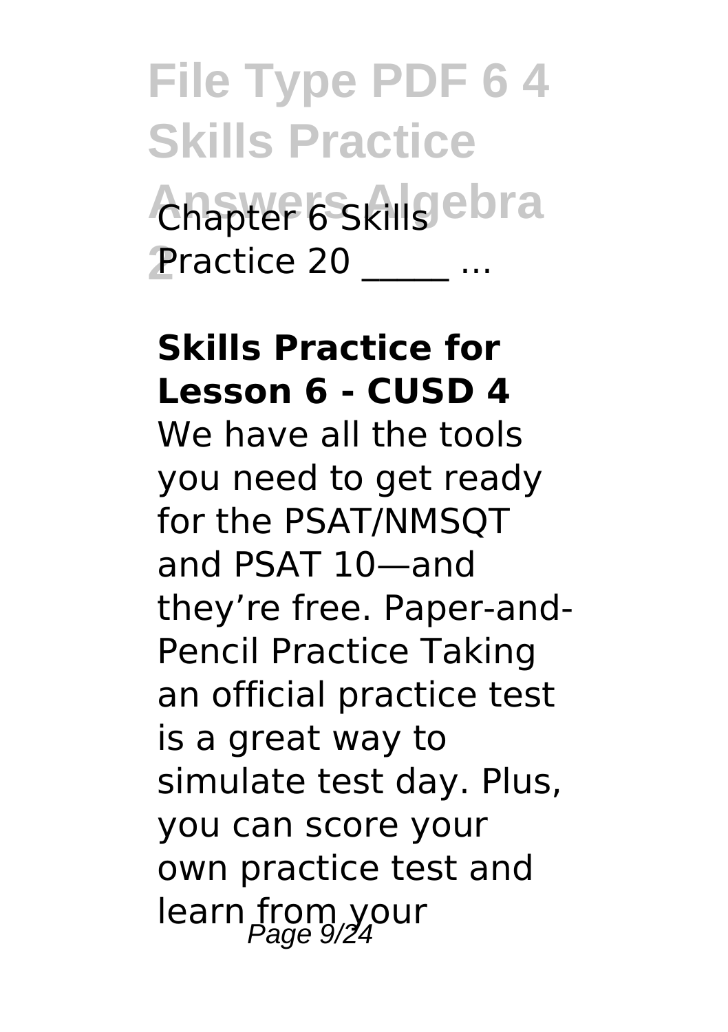Chapter 6 Skills Practice 20 _____ ...

**Skills Practice for Lesson 6 - CUSD 4**

We have all the tools you need to get ready for the PSAT/NMSQT and PSAT 10—and they're free. Paper-and-Pencil Practice Taking an official practice test is a great way to simulate test day. Plus, you can score your own practice test and learn from your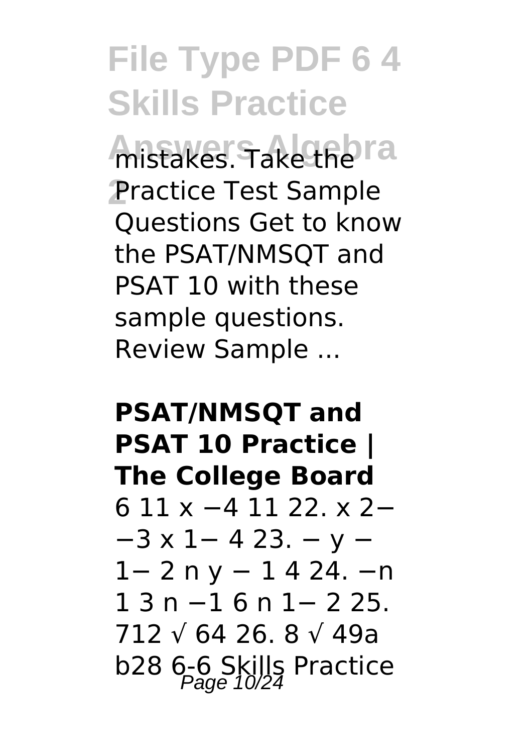mistakes. Take the Practice Test Sample Questions Get to know the PSAT/NMSQT and PSAT 10 with these sample questions. Review Sample ...

**PSAT/NMSQT and PSAT 10 Practice | The College Board**

6 11 x −4 11 22. x 2− −3 x 1− 4 23. − y − 1− 2 n y − 1 4 24. −n 1 3 n −1 6 n 1− 2 25. 712 √ 64 26. 8 √ 49a b28 6-6 Skills Practice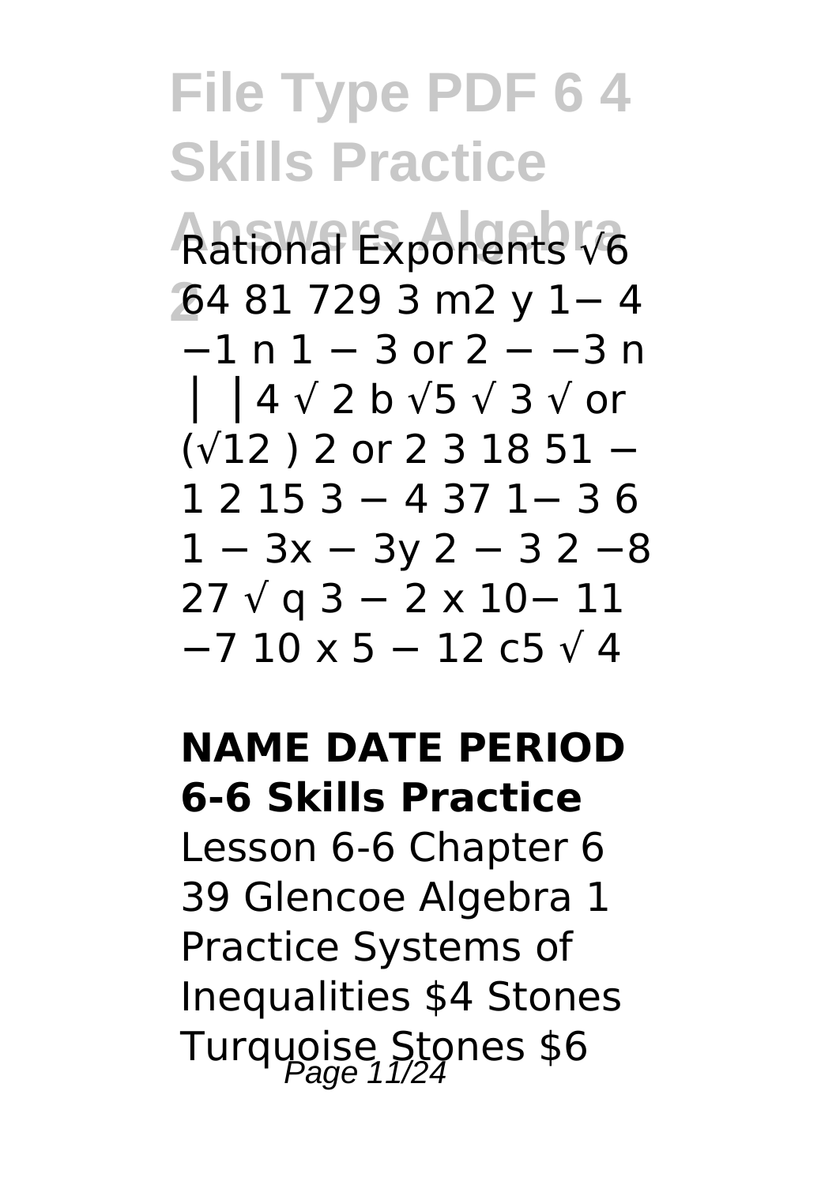# File Type PDF 6 4 Skills Practice Answers Algebra 2

Rational Exponents √6 64 81 729 3 m2 y 1− 4 −1 n 1 − 3 or 2 − −3 n │ │4 √ 2 b √5 √ 3 √ or (√12 ) 2 or 2 3 18 51 − 1 2 15 3 − 4 37 1− 3 6 1 − 3x − 3y 2 − 3 2 −8 27 √ q 3 − 2 x 10− 11 −7 10 x 5 − 12 c5 √ 4

**NAME DATE PERIOD 6-6 Skills Practice**

Lesson 6-6 Chapter 6 39 Glencoe Algebra 1 Practice Systems of Inequalities $4 Stones Turquoise Stones $6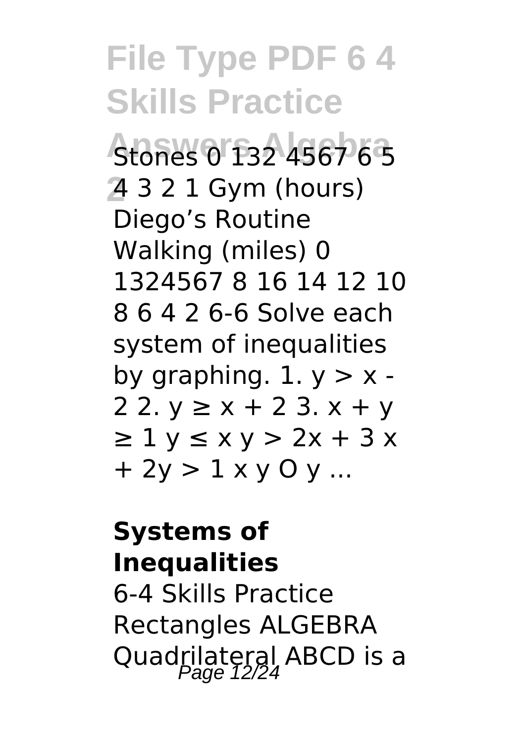Stones 0 132 4567 6 5 4 3 2 1 Gym (hours) Diego's Routine Walking (miles) 0 1324567 8 16 14 12 10 8 6 4 2 6-6 Solve each system of inequalities by graphing. 1. $y > x - 2$ 2. $y \geq x + 2$ 3. $x + y \geq 1$ $y \leq x$ $y > 2x + 3$ $x + 2y > 1$ x y O y ...

**Systems of Inequalities**

6-4 Skills Practice Rectangles ALGEBRA Quadrilateral ABCD is a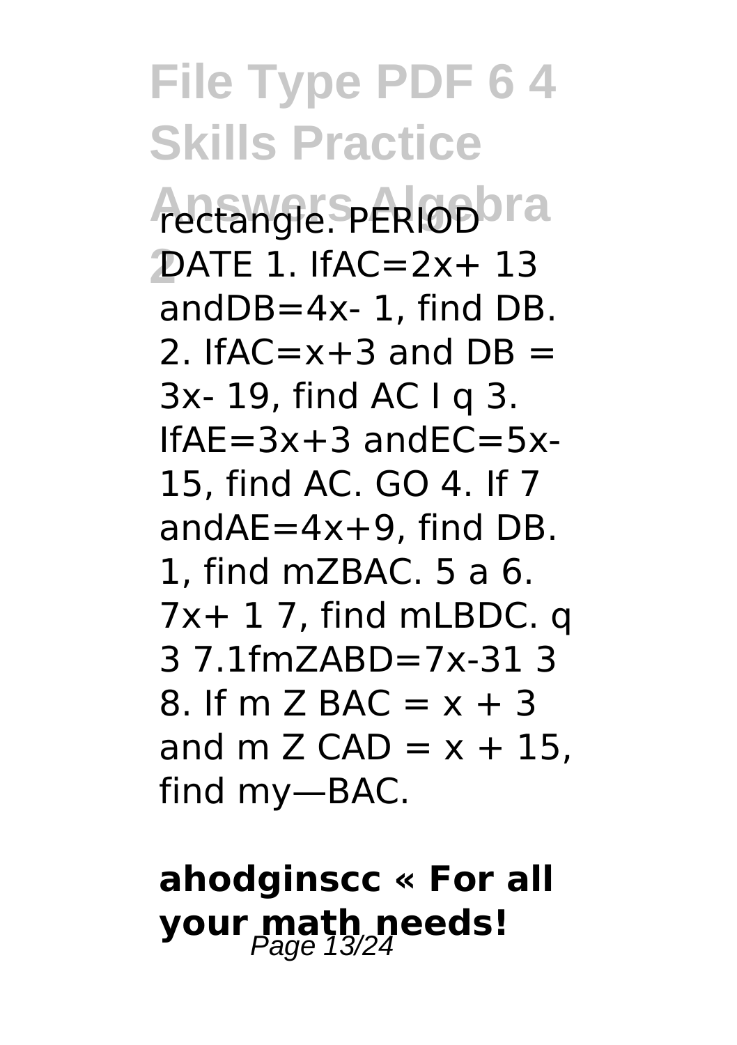rectangle. PERIOD DATE 1. IfAC=2x+ 13 andDB=4x- 1, find DB. 2. IfAC=x+3 and DB = 3x- 19, find AC I q 3. IfAE=3x+3 andEC=5x- 15, find AC. GO 4. If 7 andAE=4x+9, find DB. 1, find mZBAC. 5 a 6. 7x+ 1 7, find mLBDC. q 3 7.1fmZABD=7x-31 3 8. If m Z BAC = x + 3 and m Z CAD = x + 15, find my—BAC.

## ahodginscc « For all your math needs!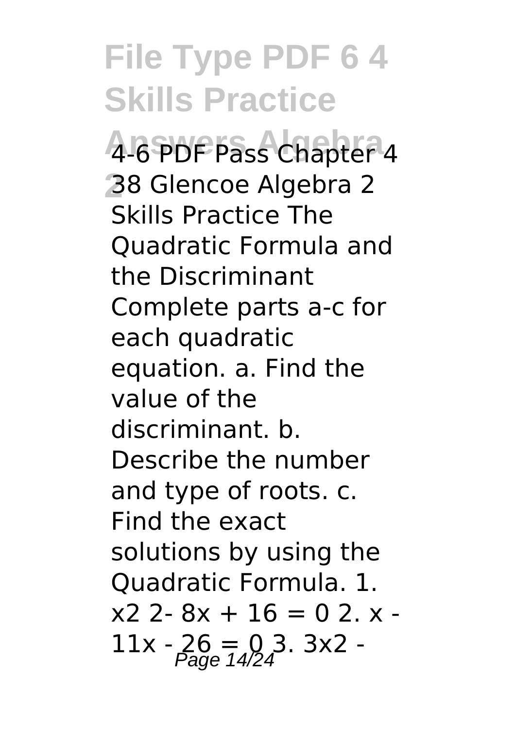4-6 PDF Pass Chapter 4 38 Glencoe Algebra 2 Skills Practice The Quadratic Formula and the Discriminant Complete parts a-c for each quadratic equation. a. Find the value of the discriminant. b. Describe the number and type of roots. c. Find the exact solutions by using the Quadratic Formula. 1. $x2\ 2- 8x + 16 = 0$ 2. $x - 11x - 26 = 0$ 3. $3x2 -$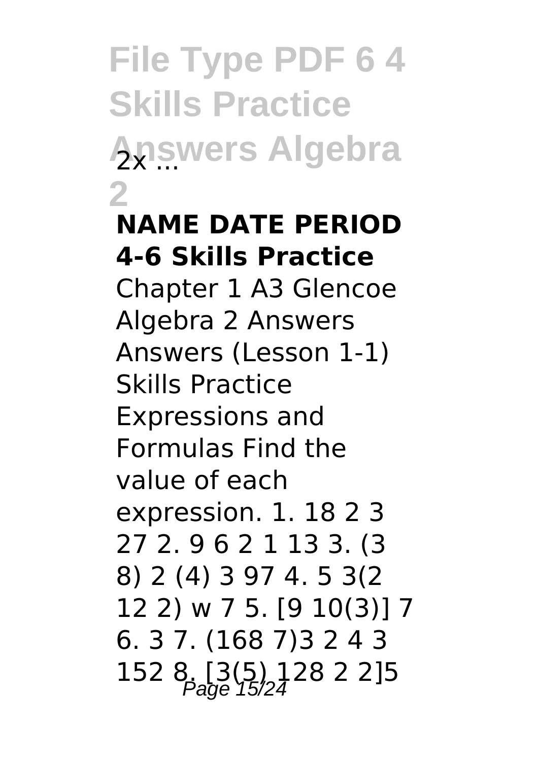2x ...

## NAME DATE PERIOD 4-6 Skills Practice

Chapter 1 A3 Glencoe Algebra 2 Answers Answers (Lesson 1-1) Skills Practice Expressions and Formulas Find the value of each expression. 1. 18 2 3 27 2. 9 6 2 1 13 3. (3 8) 2 (4) 3 97 4. 5 3(2 12 2) w 7 5. [9 10(3)] 7 6. 3 7. (168 7)3 2 4 3 152 8. [3(5) 128 2 2]5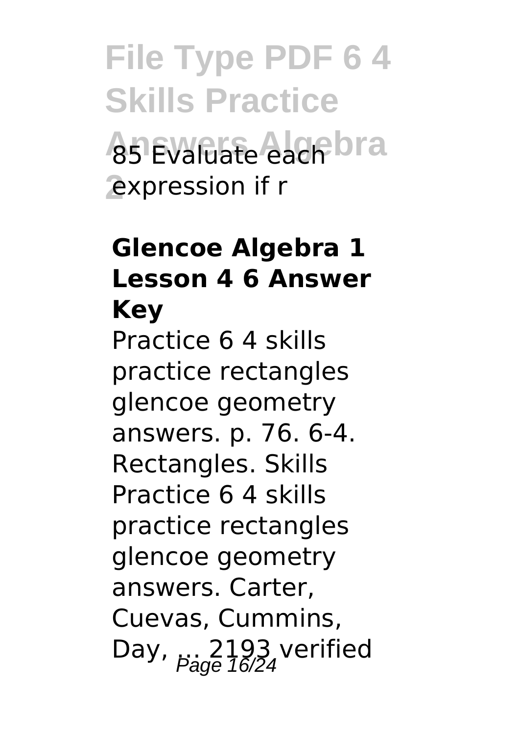85 Evaluate each expression if r

### Glencoe Algebra 1 Lesson 4 6 Answer Key

Practice 6 4 skills practice rectangles glencoe geometry answers. p. 76. 6-4. Rectangles. Skills Practice 6 4 skills practice rectangles glencoe geometry answers. Carter, Cuevas, Cummins, Day, ... 2193 verified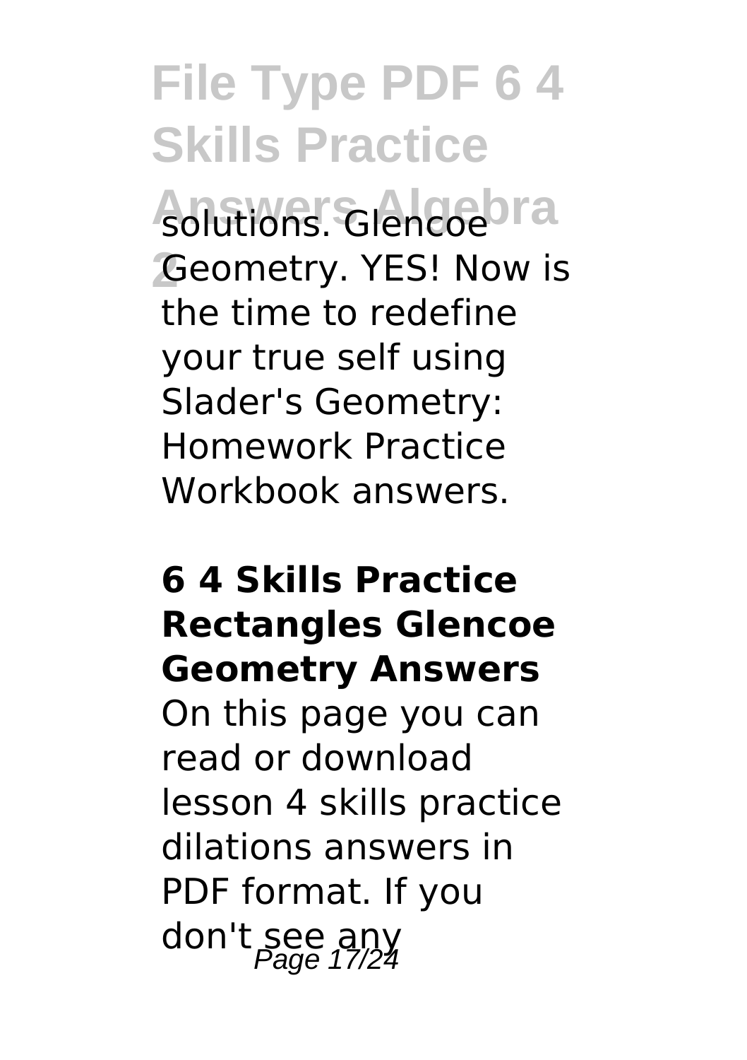solutions. Glencoe Geometry. YES! Now is the time to redefine your true self using Slader's Geometry: Homework Practice Workbook answers.

**6 4 Skills Practice Rectangles Glencoe Geometry Answers**

On this page you can read or download lesson 4 skills practice dilations answers in PDF format. If you don't see any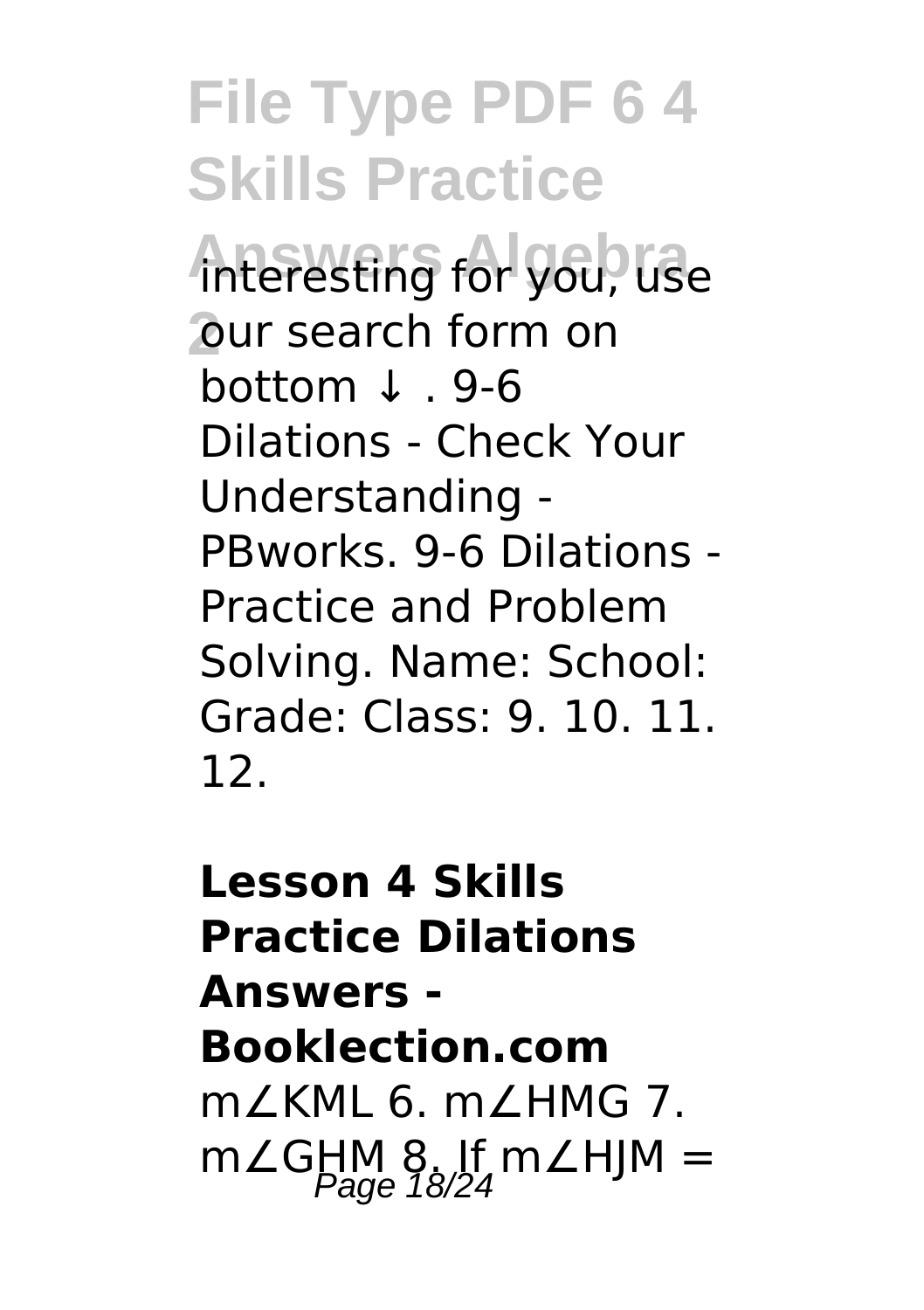interesting for you, use our search form on bottom ↓ . 9-6 Dilations - Check Your Understanding - PBworks. 9-6 Dilations - Practice and Problem Solving. Name: School: Grade: Class: 9. 10. 11. 12.

**Lesson 4 Skills Practice Dilations Answers - Booklection.com**

m∠KML 6. m∠HMG 7. m∠GHM 8. If m∠HJM =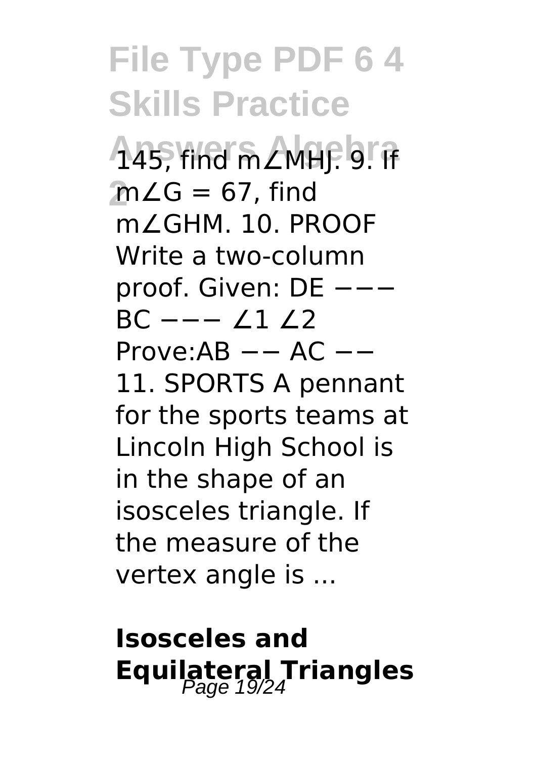145, find $m\angle MHJ$. 9. If $m\angle G = 67$, find $m\angle GHM$. 10. PROOF Write a two-column proof. Given: DE −−− BC −−− ∠1 ∠2 Prove:AB −− AC −− 11. SPORTS A pennant for the sports teams at Lincoln High School is in the shape of an isosceles triangle. If the measure of the vertex angle is ...

## Isosceles and Equilateral Triangles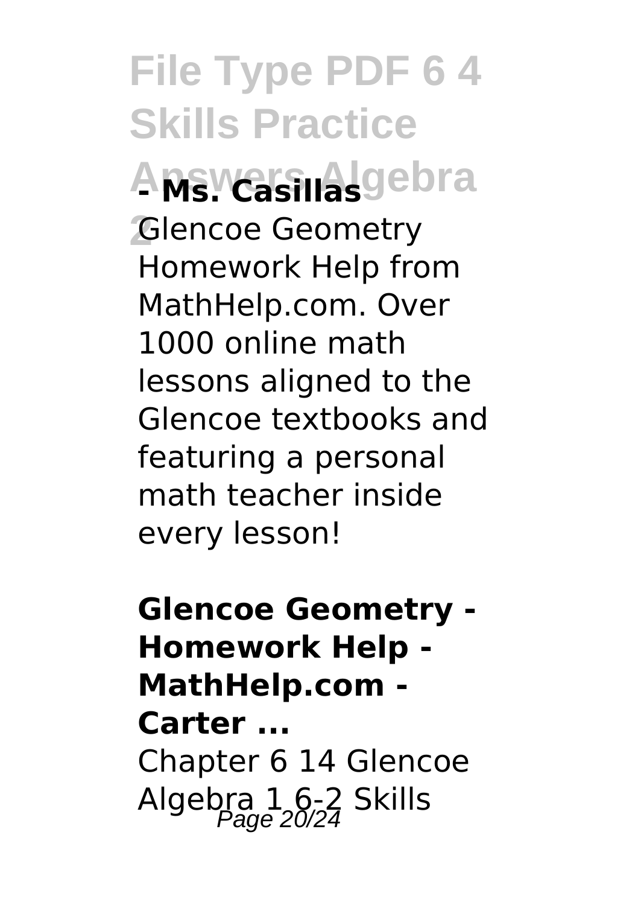**- Ms. Casillas**

Glencoe Geometry Homework Help from MathHelp.com. Over 1000 online math lessons aligned to the Glencoe textbooks and featuring a personal math teacher inside every lesson!

**Glencoe Geometry - Homework Help - MathHelp.com - Carter ...**

Chapter 6 14 Glencoe Algebra 1 6-2 Skills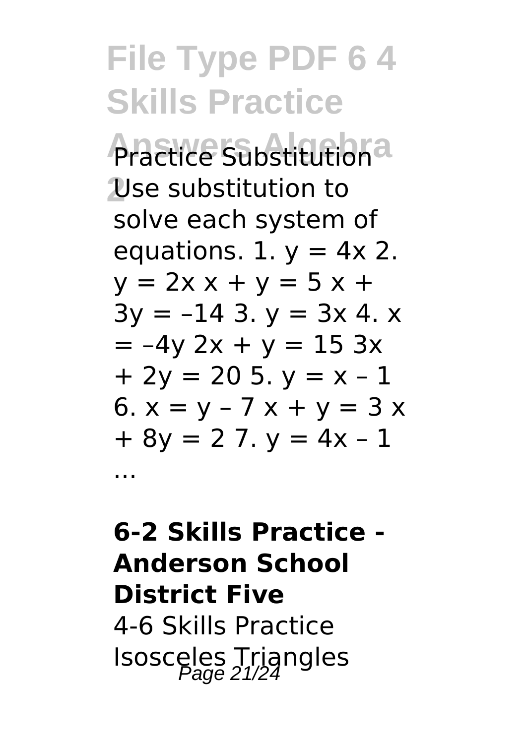Practice Substitution Use substitution to solve each system of equations. 1. $y = 4x$ 2. $y = 2x$ $x + y = 5$ $x + 3y = –14$ 3. $y = 3x$ 4. $x = –4y$ $2x + y = 15$ $3x + 2y = 20$ 5. $y = x – 1$ 6. $x = y – 7$ $x + y = 3$ $x + 8y = 2$ 7. $y = 4x – 1$ ...

**6-2 Skills Practice - Anderson School District Five**

4-6 Skills Practice Isosceles Triangles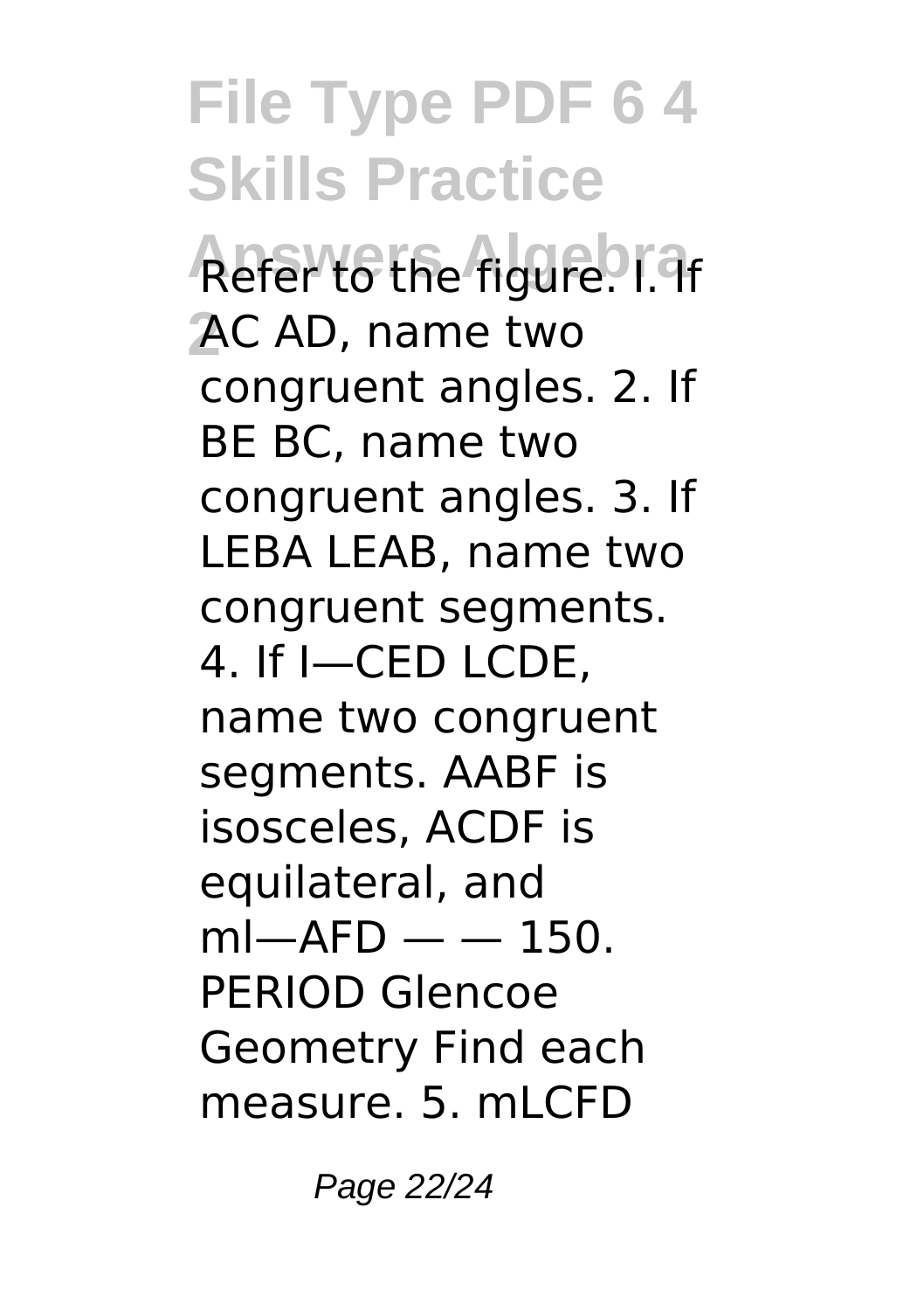Refer to the figure. I. If AC AD, name two congruent angles. 2. If BE BC, name two congruent angles. 3. If LEBA LEAB, name two congruent segments. 4. If I—CED LCDE, name two congruent segments. AABF is isosceles, ACDF is equilateral, and ml—AFD — — 150. PERIOD Glencoe Geometry Find each measure. 5. mLCFD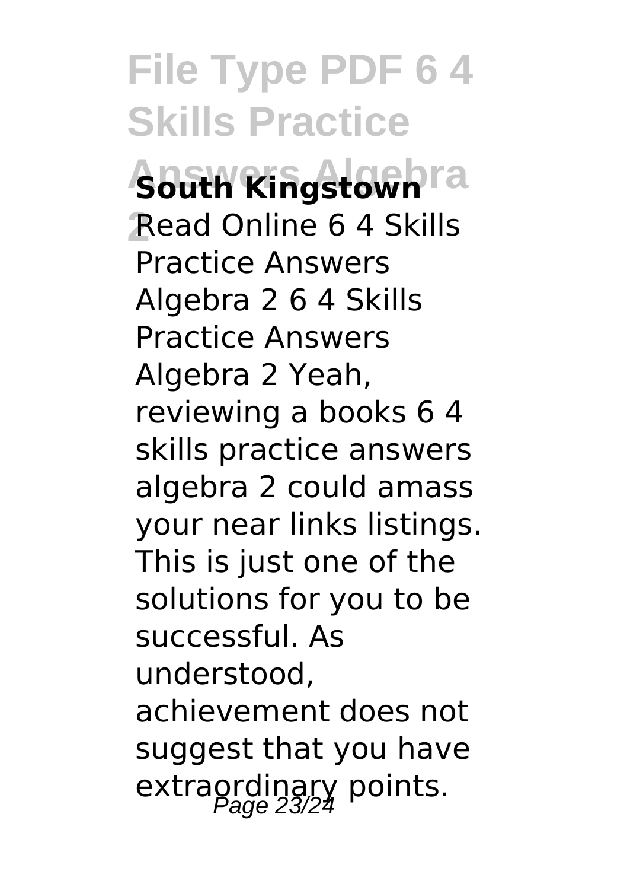**South Kingstown**

Read Online 6 4 Skills Practice Answers Algebra 2 6 4 Skills Practice Answers Algebra 2 Yeah, reviewing a books 6 4 skills practice answers algebra 2 could amass your near links listings. This is just one of the solutions for you to be successful. As understood, achievement does not suggest that you have extraordinary points.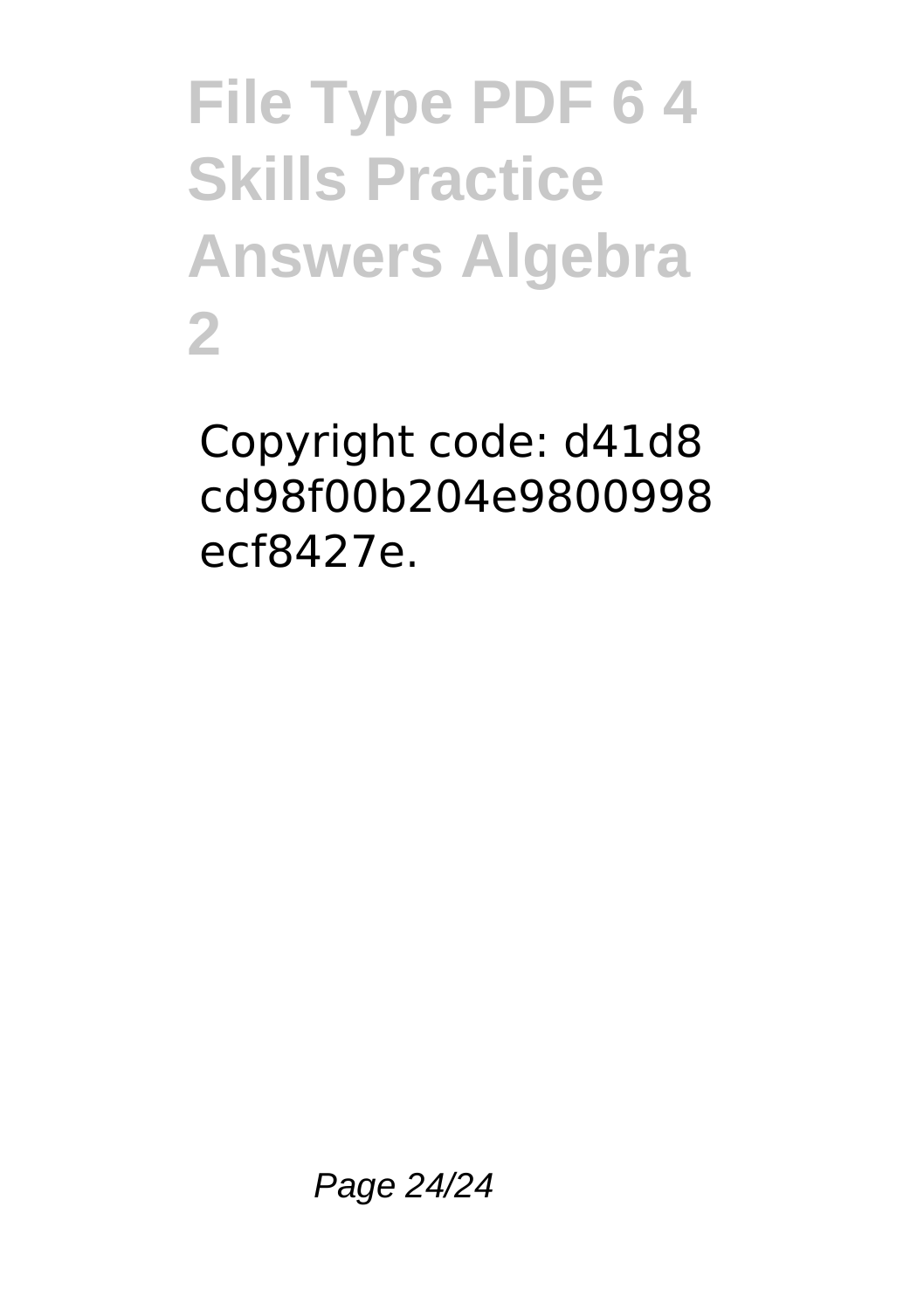# File Type PDF 6 4 Skills Practice Answers Algebra 2

Copyright code: d41d8cd98f00b204e9800998ecf8427e.